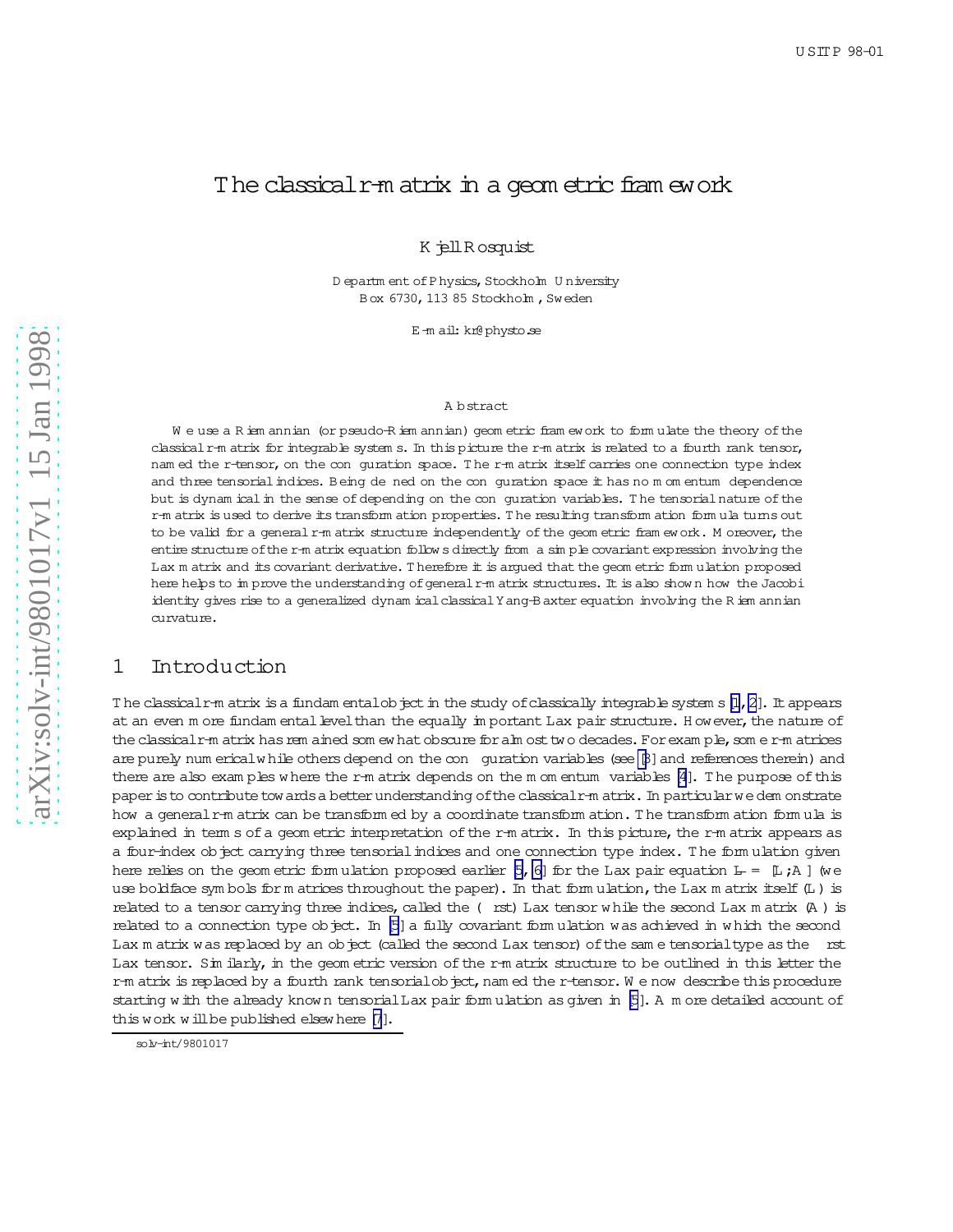USITP 98-01

# The classical r-matrix in a geometric framework

Kjell Rosquist

Department of Physics, Stockholm University
Box 6730, 113 85 Stockholm, Sweden

E-mail: kr@physto.se

### Abstract

We use a Riemannian (or pseudo-Riemannian) geometric framework to formulate the theory of the classical r-matrix for integrable systems. In this picture the r-matrix is related to a fourth rank tensor, named the r-tensor, on the configuration space. The r-matrix itself carries one connection type index and three tensorial indices. Being defined on the configuration space it has no momentum dependence but is dynamical in the sense of depending on the configuration variables. The tensorial nature of the r-matrix is used to derive its transformation properties. The resulting transformation formula turns out to be valid for a general r-matrix structure independently of the geometric framework. Moreover, the entire structure of the r-matrix equation follows directly from a simple covariant expression involving the Lax matrix and its covariant derivative. Therefore it is argued that the geometric formulation proposed here helps to improve the understanding of general r-matrix structures. It is also shown how the Jacobi identity gives rise to a generalized dynamical classical Yang-Baxter equation involving the Riemannian curvature.

## 1 Introduction

The classical r-matrix is a fundamental object in the study of classically integrable systems [1, 2]. It appears at an even more fundamental level than the equally important Lax pair structure. However, the nature of the classical r-matrix has remained somewhat obscure for almost two decades. For example, some r-matrices are purely numerical while others depend on the configuration variables (see [3] and references therein) and there are also examples where the r-matrix depends on the momentum variables [4]. The purpose of this paper is to contribute towards a better understanding of the classical r-matrix. In particular we demonstrate how a general r-matrix can be transformed by a coordinate transformation. The transformation formula is explained in terms of a geometric interpretation of the r-matrix. In this picture, the r-matrix appears as a four-index object carrying three tensorial indices and one connection type index. The formulation given here relies on the geometric formulation proposed earlier [5, 6] for the Lax pair equation $\dot{\mathbf{L}} = [\mathbf{L}, \mathbf{A}]$ (we use boldface symbols for matrices throughout the paper). In that formulation, the Lax matrix itself ($\mathbf{L}$) is related to a tensor carrying three indices, called the (first) Lax tensor while the second Lax matrix ($\mathbf{A}$) is related to a connection type object. In [5] a fully covariant formulation was achieved in which the second Lax matrix was replaced by an object (called the second Lax tensor) of the same tensorial type as the first Lax tensor. Similarly, in the geometric version of the r-matrix structure to be outlined in this letter the r-matrix is replaced by a fourth rank tensorial object, named the r-tensor. We now describe this procedure starting with the already known tensorial Lax pair formulation as given in [5]. A more detailed account of this work will be published elsewhere [7].

solv-int/9801017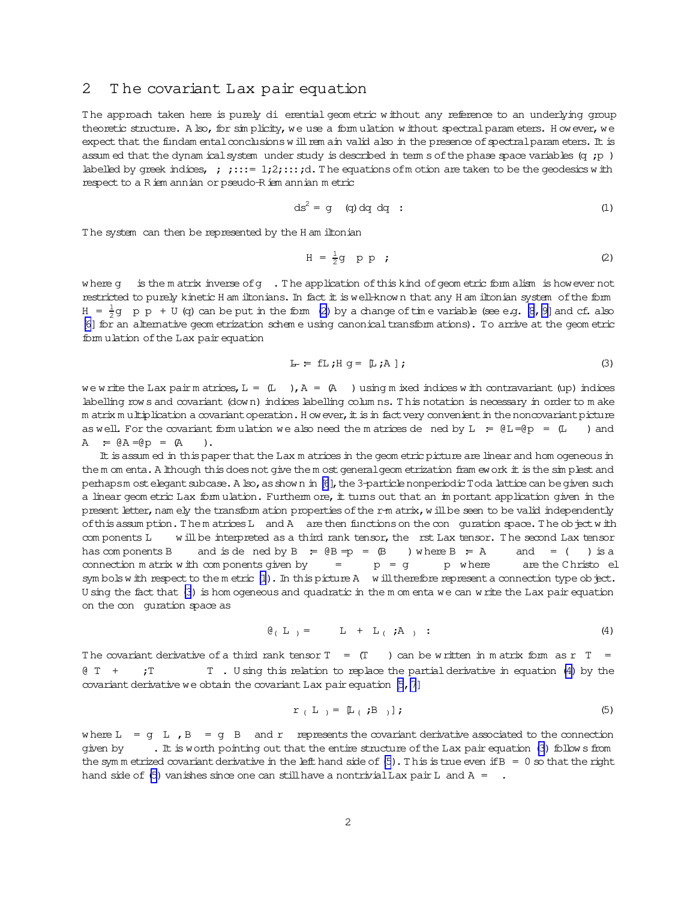## 2 The covariant Lax pair equation

The approach taken here is purely differential geometric without any reference to an underlying group theoretic structure. Also, for simplicity, we use a formulation without spectral parameters. However, we expect that the fundamental conclusions will remain valid also in the presence of spectral parameters. It is assumed that the dynamical system under study is described in terms of the phase space variables $(q^\alpha, p_\alpha)$ labelled by greek indices, $\alpha, \beta, \ldots = 1, 2, \ldots, d$. The equations of motion are taken to be the geodesics with respect to a Riemannian or pseudo-Riemannian metric

$$ds^2 = g_{\alpha\beta}(q)\, dq^\alpha dq^\beta \, . \tag{1}$$

The system can then be represented by the Hamiltonian

$$H = \tfrac{1}{2} g^{\alpha\beta} p_\alpha p_\beta \, ; \tag{2}$$

where $g^{\alpha\beta}$ is the matrix inverse of $g_{\alpha\beta}$. The application of this kind of geometric formalism is however not restricted to purely kinetic Hamiltonians. In fact it is well-known that any Hamiltonian system of the form $H = \frac{1}{2} g^{\alpha\beta} p_\alpha p_\beta + U(q)$ can be put in the form (2) by a change of time variable (see e.g. [8, 9] and cf. also [6] for an alternative geometrization scheme using canonical transformations). To arrive at the geometric formulation of the Lax pair equation

$$\dot{L} = \{L, H\} = [L, A] \, ; \tag{3}$$

we write the Lax pair matrices, $L = (L^\alpha{}_\beta)$, $A = (A^\alpha{}_\beta)$ using mixed indices with contravariant (up) indices labelling rows and covariant (down) indices labelling columns. This notation is necessary in order to make matrix multiplication a covariant operation. However, it is in fact very convenient in the noncovariant picture as well. For the covariant formulation we also need the matrices defined by $L^\gamma := \partial L / \partial p_\gamma = (L^{\alpha\gamma}{}_\beta)$ and $A^\gamma := \partial A / \partial p_\gamma = (A^{\alpha\gamma}{}_\beta)$.

It is assumed in this paper that the Lax matrices in the geometric picture are linear and homogeneous in the momenta. Although this does not give the most general geometrization framework it is the simplest and perhaps most elegant subcase. Also, as shown in [6], the 3-particle nonperiodic Toda lattice can be given such a linear geometric Lax formulation. Furthermore, it turns out that an important application given in the present letter, namely the transformation properties of the r-matrix, will be seen to be valid independently of this assumption. The matrices $L^\gamma$ and $A^\gamma$ are then functions on the configuration space. The object with components $L^{\alpha\gamma}{}_\beta$ will be interpreted as a third rank tensor, the first Lax tensor. The second Lax tensor has components $B^{\alpha\gamma}{}_\beta$ and is defined by $B^\gamma := \partial B / \partial p_\gamma = (B^{\alpha\gamma}{}_\beta)$ where $B := A - \Gamma$ and $\Gamma = (\Gamma^\alpha{}_\beta)$ is a connection matrix with components given by $\Gamma^\alpha{}_\beta = \Gamma^\alpha{}_{\beta\gamma} p^\gamma = g^{\gamma\delta} \Gamma^\alpha{}_{\beta\gamma} p_\delta$ where $\Gamma^\alpha{}_{\beta\gamma}$ are the Christoffel symbols with respect to the metric (1). In this picture $A^\gamma$ will therefore represent a connection type object. Using the fact that (3) is homogeneous and quadratic in the momenta we can write the Lax pair equation on the configuration space as

$$\partial_{(\gamma} L_{\delta)} = \Gamma^\epsilon{}_{\gamma\delta} L_\epsilon + [L_{(\gamma}, A_{\delta)}] \, . \tag{4}$$

The covariant derivative of a third rank tensor $T_\gamma = (T^\alpha{}_{\beta\gamma})$ can be written in matrix form as $\nabla_\epsilon T_\gamma = \partial_\epsilon T_\gamma + [\Gamma_\epsilon, T_\gamma] - \Gamma^\delta{}_{\epsilon\gamma} T_\delta$. Using this relation to replace the partial derivative in equation (4) by the covariant derivative we obtain the covariant Lax pair equation [5, 7]

$$\nabla_{(\gamma} L_{\delta)} = [L_{(\gamma}, B_{\delta)}] \, ; \tag{5}$$

where $L_\gamma = g_{\gamma\delta} L^\delta$, $B_\gamma = g_{\gamma\delta} B^\delta$ and $\nabla_\gamma$ represents the covariant derivative associated to the connection given by $\Gamma_\gamma$. It is worth pointing out that the entire structure of the Lax pair equation (3) follows from the symmetrized covariant derivative in the left hand side of (5). This is true even if $B = 0$ so that the right hand side of (5) vanishes since one can still have a nontrivial Lax pair $L$ and $A = \Gamma$.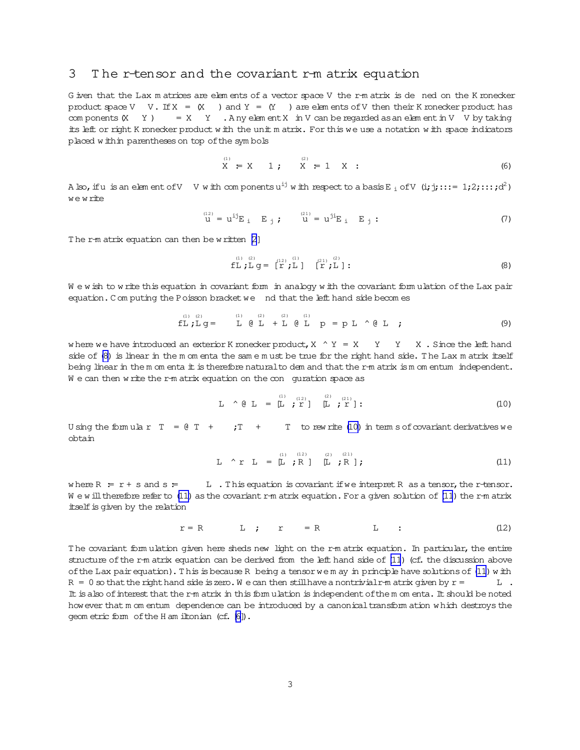# 3 The r-tensor and the covariant r-matrix equation

Given that the Lax matrices are elements of a vector space $V$ the r-matrix is defined on the Kronecker product space $V \otimes V$. If $X = (X_{\alpha\beta})$ and $Y = (Y_{\gamma\delta})$ are elements of $V$ then their Kronecker product has components $(X \otimes Y)_{\alpha\gamma,\beta\delta} = X_{\alpha\beta} Y_{\gamma\delta}$. Any element $X$ in $V$ can be regarded as an element in $V \otimes V$ by taking its left or right Kronecker product with the unit matrix. For this we use a notation with space indicators placed within parentheses on top of the symbols

$$\overset{(1)}{X} := X \otimes 1 \,; \qquad \overset{(2)}{X} := 1 \otimes X \,: \tag{6}$$

Also, if $u$ is an element of $V \otimes V$ with components $u^{ij}$ with respect to a basis $E_i$ of $V$ $(i,j,\ldots = 1,2,\ldots,d^2)$ we write

$$\overset{(12)}{u} = u^{ij} E_i \otimes E_j \,; \qquad \overset{(21)}{u} = u^{ji} E_i \otimes E_j \,: \tag{7}$$

The r-matrix equation can then be written [2]

$$\{\overset{(1)}{L}, \overset{(2)}{L}\} = [\overset{(12)}{r}, \overset{(1)}{L}] - [\overset{(21)}{r}, \overset{(2)}{L}] \,: \tag{8}$$

We wish to write this equation in covariant form in analogy with the covariant formulation of the Lax pair equation. Computing the Poisson bracket we find that the left hand side becomes

$$\{\overset{(1)}{L}, \overset{(2)}{L}\} = \left( -\overset{(1)}{L}{}^{\alpha} \partial_\alpha \overset{(2)}{L} + \overset{(2)}{L}{}^{\alpha} \partial_\alpha \overset{(1)}{L} \right) p_\alpha = p_\alpha L^\alpha \wedge \partial_\beta L \,; \tag{9}$$

where we have introduced an exterior Kronecker product, $X \wedge Y = X \otimes Y - Y \otimes X$. Since the left hand side of (8) is linear in the momenta the same must be true for the right hand side. The Lax matrix itself being linear in the momenta it is therefore natural to demand that the r-matrix is momentum independent. We can then write the r-matrix equation on the configuration space as

$$L^\alpha \wedge \partial_\alpha L = [\overset{(1)}{L}{}_\alpha, \overset{(12)}{r}{}^\alpha] - [\overset{(2)}{L}{}_\alpha, \overset{(21)}{r}{}^\alpha] \,: \tag{10}$$

Using the formula $\nabla_\alpha T^\beta = \partial_\alpha T^\beta + \Gamma^\beta_{\alpha\gamma} T^\gamma + \ldots$ to rewrite (10) in terms of covariant derivatives we obtain

$$L^\alpha \wedge \nabla_\alpha L = [\overset{(1)}{L}{}_\alpha, \overset{(12)}{R}{}^\alpha] - [\overset{(2)}{L}{}_\alpha, \overset{(21)}{R}{}^\alpha] \,; \tag{11}$$

where $R^\alpha := r^\alpha + s^\alpha$ and $s^\alpha := \Gamma^\alpha_{\beta\gamma} L^\beta \otimes L^\gamma$. This equation is covariant if we interpret $R^\alpha$ as a tensor, the r-tensor. We will therefore refer to (11) as the covariant r-matrix equation. For a given solution of (11) the r-matrix itself is given by the relation

$$r = R^\alpha \otimes L_\alpha - \Gamma \ldots L \,; \qquad r_{\ldots} = R_{\ldots} - \ldots L \,: \tag{12}$$

The covariant formulation given here sheds new light on the r-matrix equation. In particular, the entire structure of the r-matrix equation can be derived from the left hand side of (11) (cf. the discussion above of the Lax pair equation). This is because $R^\alpha$ being a tensor we may in principle have solutions of (11) with $R^\alpha = 0$ so that the right hand side is zero. We can then still have a nontrivial r-matrix given by $r = -\Gamma \ldots L$. It is also of interest that the r-matrix in this formulation is independent of the momenta. It should be noted however that momentum dependence can be introduced by a canonical transformation which destroys the geometric form of the Hamiltonian (cf. [6]).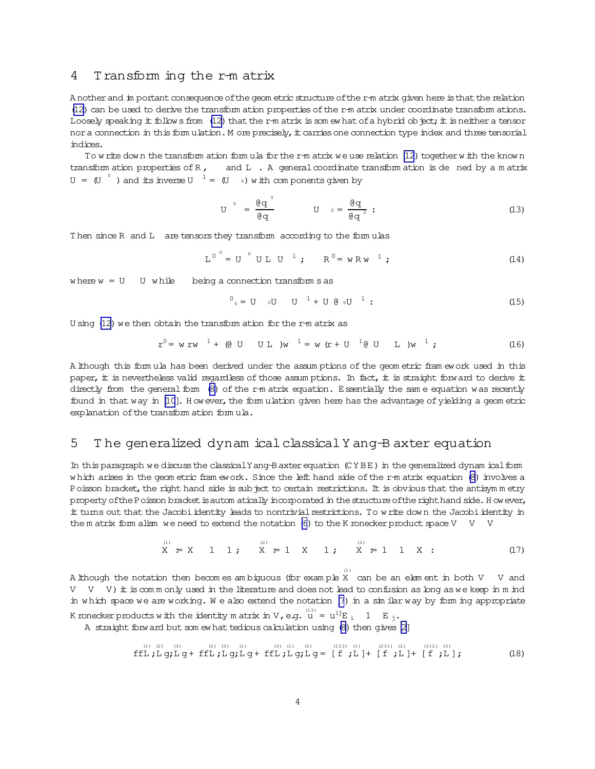## 4 Transforming the r-matrix

Another and important consequence of the geometric structure of the r-matrix given here is that the relation (12) can be used to derive the transformation properties of the r-matrix under coordinate transformations. Loosely speaking it follows from (12) that the r-matrix is somewhat of a hybrid object; it is neither a tensor nor a connection in this formulation. More precisely, it carries one connection type index and three tensorial indices.

To write down the transformation formula for the r-matrix we use relation (12) together with the known transformation properties of $R$, $\Gamma$ and $L$. A general coordinate transformation is defined by a matrix $U = (U^{\mu'}{}_{\mu})$ and its inverse $U^{-1} = (U^{\mu}{}_{\mu'})$ with components given by

$$U^{\mu'}{}_{\mu} = \frac{\partial q^{\mu'}}{\partial q^{\mu}} \qquad U^{\mu}{}_{\mu'} = \frac{\partial q^{\mu}}{\partial q^{\mu'}} : \tag{13}$$

Then since $R$ and $L$ are tensors they transform according to the formulas

$$L'^{\mu'} = U^{\mu'}{}_{\mu} \, U L^{\mu} U^{-1} ; \qquad R' = w R w^{-1} ; \tag{14}$$

where $w = U \otimes U$ while $\Gamma$ being a connection transforms as

$$\Gamma'_{\mu'} = U^{\mu}{}_{\mu'} U \Gamma_{\mu} U^{-1} + U \partial_{\mu'} U^{-1} : \tag{15}$$

Using (12) we then obtain the transformation for the r-matrix as

$$r' = w r w^{-1} + (\partial_{\mu} U \otimes U L^{\mu}) w^{-1} = w (r + U^{-1} \partial_{\mu} U \otimes L^{\mu}) w^{-1} ; \tag{16}$$

Although this formula has been derived under the assumptions of the geometric framework used in this paper, it is nevertheless valid regardless of those assumptions. In fact, it is straight forward to derive it directly from the general form (8) of the r-matrix equation. Essentially the same equation was recently found in that way in [10]. However, the formulation given here has the advantage of yielding a geometric explanation of the transformation formula.

## 5 The generalized dynamical classical Yang-Baxter equation

In this paragraph we discuss the classical Yang-Baxter equation (CYBE) in the generalized dynamical form which arises in the geometric framework. Since the left hand side of the r-matrix equation (8) involves a Poisson bracket, the right hand side is subject to certain restrictions. It is obvious that the antisymmetry property of the Poisson bracket is automatically incorporated in the structure of the right hand side. However, it turns out that the Jacobi identity leads to nontrivial restrictions. To write down the Jacobi identity in the matrix formalism we need to extend the notation (6) to the Kronecker product space $V \otimes V \otimes V$

$$\overset{(1)}{X} := X \otimes 1 \otimes 1 ; \qquad \overset{(2)}{X} := 1 \otimes X \otimes 1 ; \qquad \overset{(3)}{X} := 1 \otimes 1 \otimes X : \tag{17}$$

Although the notation then becomes ambiguous (for example $\overset{(1)}{X}$ can be an element in both $V \otimes V$ and $V \otimes V \otimes V$) it is commonly used in the literature and does not lead to confusion as long as we keep in mind in which space we are working. We also extend the notation (7) in a similar way by forming appropriate Kronecker products with the identity matrix in $V$, e.g. $\overset{(13)}{u} = u^{ij} E_i \otimes 1 \otimes E_j$.

A straight forward but somewhat tedious calculation using (8) then gives [2]

$$\{\{\overset{(1)}{L}, \overset{(2)}{L}\}, \overset{(3)}{L}\} + \{\{\overset{(2)}{L}, \overset{(3)}{L}\}, \overset{(1)}{L}\} + \{\{\overset{(3)}{L}, \overset{(1)}{L}\}, \overset{(2)}{L}\} = [\overset{(123)}{f}, \overset{(1)}{L}] + [\overset{(231)}{f}, \overset{(2)}{L}] + [\overset{(312)}{f}, \overset{(3)}{L}] ; \tag{18}$$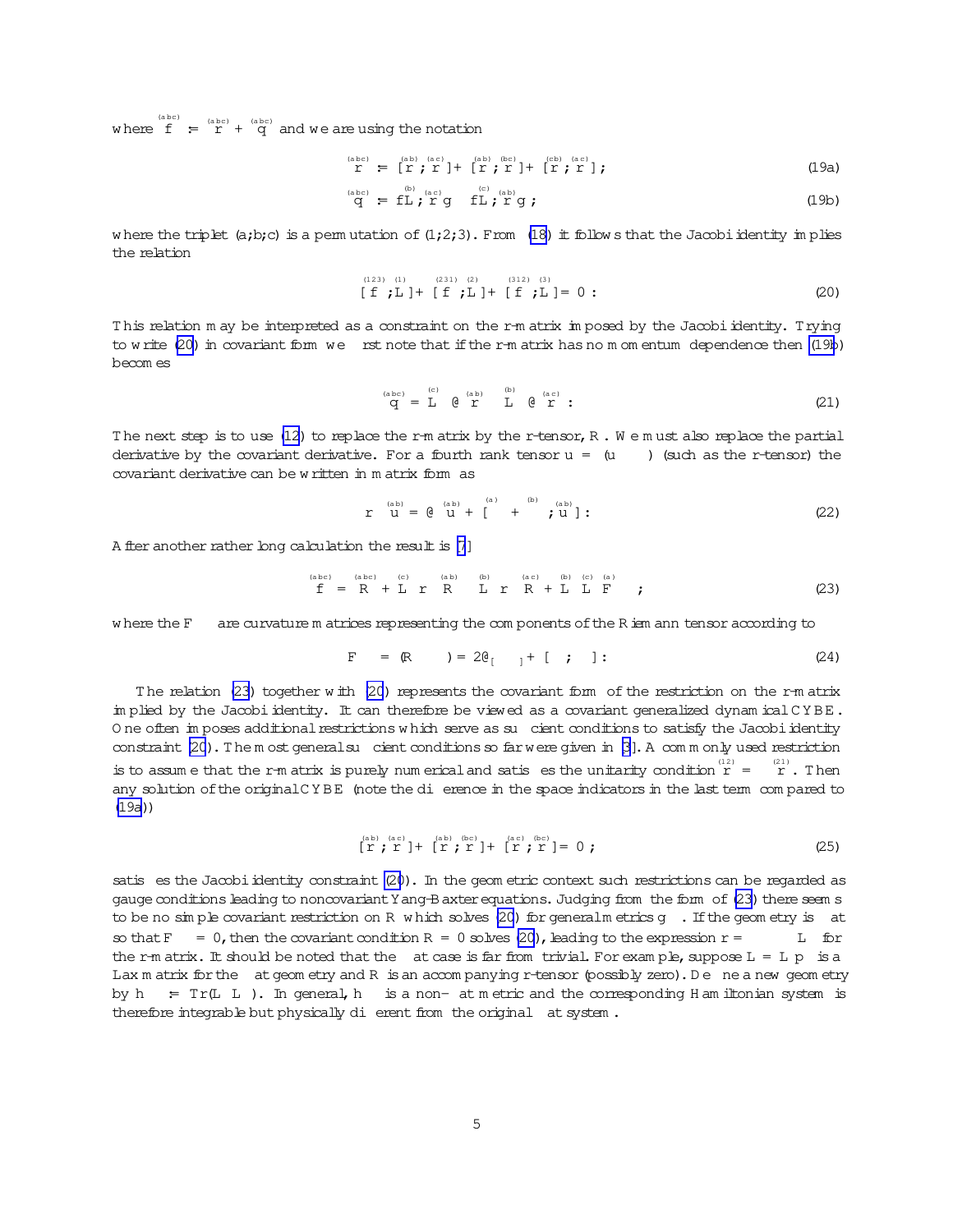where $\overset{(abc)}{f} := \overset{(abc)}{r} + \overset{(abc)}{q}$ and we are using the notation

$$\overset{(abc)}{r} := [\overset{(ab)}{r}, \overset{(ac)}{r}] + [\overset{(ab)}{r}, \overset{(bc)}{r}] + [\overset{(cb)}{r}, \overset{(ac)}{r}], \tag{19a}$$

$$\overset{(abc)}{q} := \{\overset{(b)}{L}, \overset{(ac)}{r}\} - \{\overset{(c)}{L}, \overset{(ab)}{r}\}, \tag{19b}$$

where the triplet $(a,b,c)$ is a permutation of $(1,2,3)$. From (18) it follows that the Jacobi identity implies the relation

$$[\overset{(123)}{f}, \overset{(1)}{L}] + [\overset{(231)}{f}, \overset{(2)}{L}] + [\overset{(312)}{f}, \overset{(3)}{L}] = 0. \tag{20}$$

This relation may be interpreted as a constraint on the r-matrix imposed by the Jacobi identity. Trying to write (20) in covariant form we first note that if the r-matrix has no momentum dependence then (19b) becomes

$$\overset{(abc)}{q} = \overset{(c)}{L}{}^{\mu}\, \partial_\mu \overset{(ab)}{r} - \overset{(b)}{L}{}^{\mu}\, \partial_\mu \overset{(ac)}{r}. \tag{21}$$

The next step is to use (12) to replace the r-matrix by the r-tensor, $R$. We must also replace the partial derivative by the covariant derivative. For a fourth rank tensor $u = (u_{\mu\nu\rho\sigma})$ (such as the r-tensor) the covariant derivative can be written in matrix form as

$$\nabla_\mu \overset{(ab)}{u} = \partial_\mu \overset{(ab)}{u} + [\overset{(a)}{\Gamma}_\mu + \overset{(b)}{\Gamma}_\mu, \overset{(ab)}{u}]. \tag{22}$$

After another rather long calculation the result is [7]

$$\overset{(abc)}{f} = \overset{(abc)}{R} + \overset{(c)}{L}{}^{\mu} \nabla_\mu \overset{(ab)}{R} - \overset{(b)}{L}{}^{\mu} \nabla_\mu \overset{(ac)}{R} + \overset{(b)}{L}{}^{\mu} \overset{(c)}{L}{}^{\nu} \overset{(a)}{F}_{\mu\nu}, \tag{23}$$

where the $F_{\mu\nu}$ are curvature matrices representing the components of the Riemann tensor according to

$$F_{\mu\nu} = (R^{\rho}{}_{\sigma\mu\nu}) = 2\partial_{[\mu}\Gamma_{\nu]} + [\Gamma_\mu, \Gamma_\nu]. \tag{24}$$

The relation (23) together with (20) represents the covariant form of the restriction on the r-matrix implied by the Jacobi identity. It can therefore be viewed as a covariant generalized dynamical CYBE. One often imposes additional restrictions which serve as sufficient conditions to satisfy the Jacobi identity constraint (20). The most general sufficient conditions so far were given in [3]. A commonly used restriction is to assume that the r-matrix is purely numerical and satisfies the unitarity condition $\overset{(12)}{r} = -\overset{(21)}{r}$. Then any solution of the original CYBE (note the difference in the space indicators in the last term compared to (19a))

$$[\overset{(ab)}{r}, \overset{(ac)}{r}] + [\overset{(ab)}{r}, \overset{(bc)}{r}] + [\overset{(ac)}{r}, \overset{(bc)}{r}] = 0, \tag{25}$$

satisfies the Jacobi identity constraint (20). In the geometric context such restrictions can be regarded as gauge conditions leading to noncovariant Yang-Baxter equations. Judging from the form of (23) there seems to be no simple covariant restriction on $R$ which solves (20) for general metrics $g_{\mu\nu}$. If the geometry is flat so that $F_{\mu\nu} = 0$, then the covariant condition $\nabla R = 0$ solves (20), leading to the expression $r = \Gamma \cdot L$ for the r-matrix. It should be noted that the flat case is far from trivial. For example, suppose $L = L^{\mu} p_\mu$ is a Lax matrix for the flat geometry and $R$ is an accompanying r-tensor (possibly zero). Define a new geometry by $h^{\mu\nu} := \mathrm{Tr}(L^{\mu} L^{\nu})$. In general, $h^{\mu\nu}$ is a non-flat metric and the corresponding Hamiltonian system is therefore integrable but physically different from the original flat system.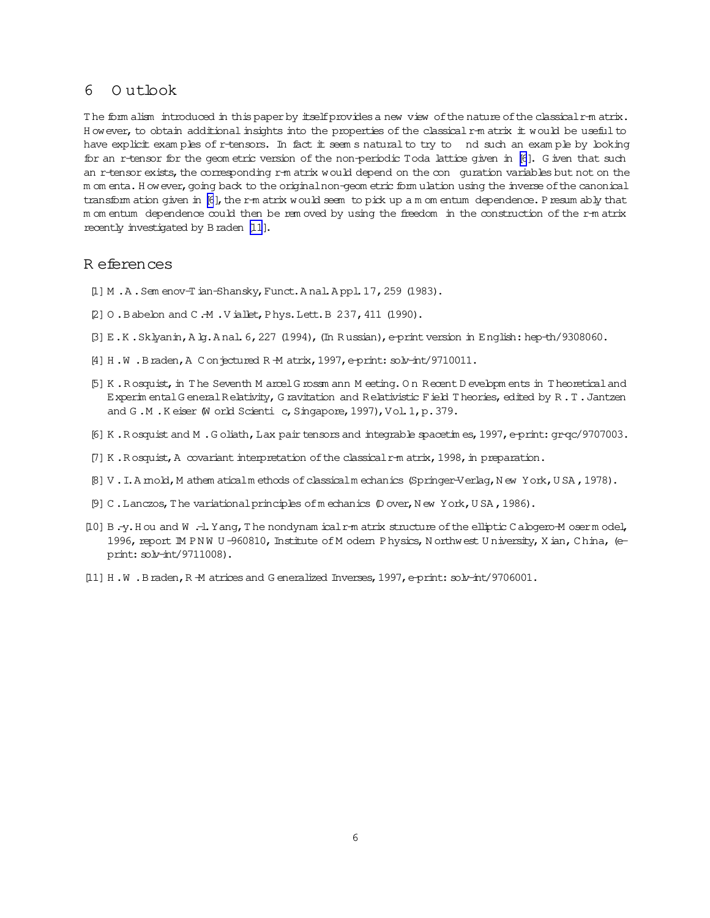## 6 Outlook

The formalism introduced in this paper by itself provides a new view of the nature of the classical r-matrix. However, to obtain additional insights into the properties of the classical r-matrix it would be useful to have explicit examples of r-tensors. In fact it seems natural to try to find such an example by looking for an r-tensor for the geometric version of the non-periodic Toda lattice given in [6]. Given that such an r-tensor exists, the corresponding r-matrix would depend on the configuration variables but not on the momenta. However, going back to the original non-geometric formulation using the inverse of the canonical transformation given in [6], the r-matrix would seem to pick up a momentum dependence. Presumably that momentum dependence could then be removed by using the freedom in the construction of the r-matrix recently investigated by Braden [11].

## References

[1] M. A. Semenov-Tian-Shansky, Funct. Anal. Appl. 17, 259 (1983).

[2] O. Babelon and C.-M. Viallet, Phys. Lett. B 237, 411 (1990).

[3] E. K. Sklyanin, Alg. Anal. 6, 227 (1994), (In Russian), e-print version in English: hep-th/9308060.

[4] H. W. Braden, A Conjectured R-Matrix, 1997, e-print: solv-int/9710011.

[5] K. Rosquist, in The Seventh Marcel Grossmann Meeting. On Recent Developments in Theoretical and Experimental General Relativity, Gravitation and Relativistic Field Theories, edited by R. T. Jantzen and G. M. Keiser (World Scientific, Singapore, 1997), Vol. 1, p. 379.

[6] K. Rosquist and M. Goliath, Lax pair tensors and integrable spacetimes, 1997, e-print: gr-qc/9707003.

[7] K. Rosquist, A covariant interpretation of the classical r-matrix, 1998, in preparation.

[8] V. I. Arnold, Mathematical methods of classical mechanics (Springer-Verlag, New York, USA, 1978).

[9] C. Lanczos, The variational principles of mechanics (Dover, New York, USA, 1986).

[10] B.-y. Hou and W.-l. Yang, The nondynamical r-matrix structure of the elliptic Calogero-Moser model, 1996, report IMPNWU-960810, Institute of Modern Physics, Northwest University, Xian, China, (e-print: solv-int/9711008).

[11] H. W. Braden, R-Matrices and Generalized Inverses, 1997, e-print: solv-int/9706001.